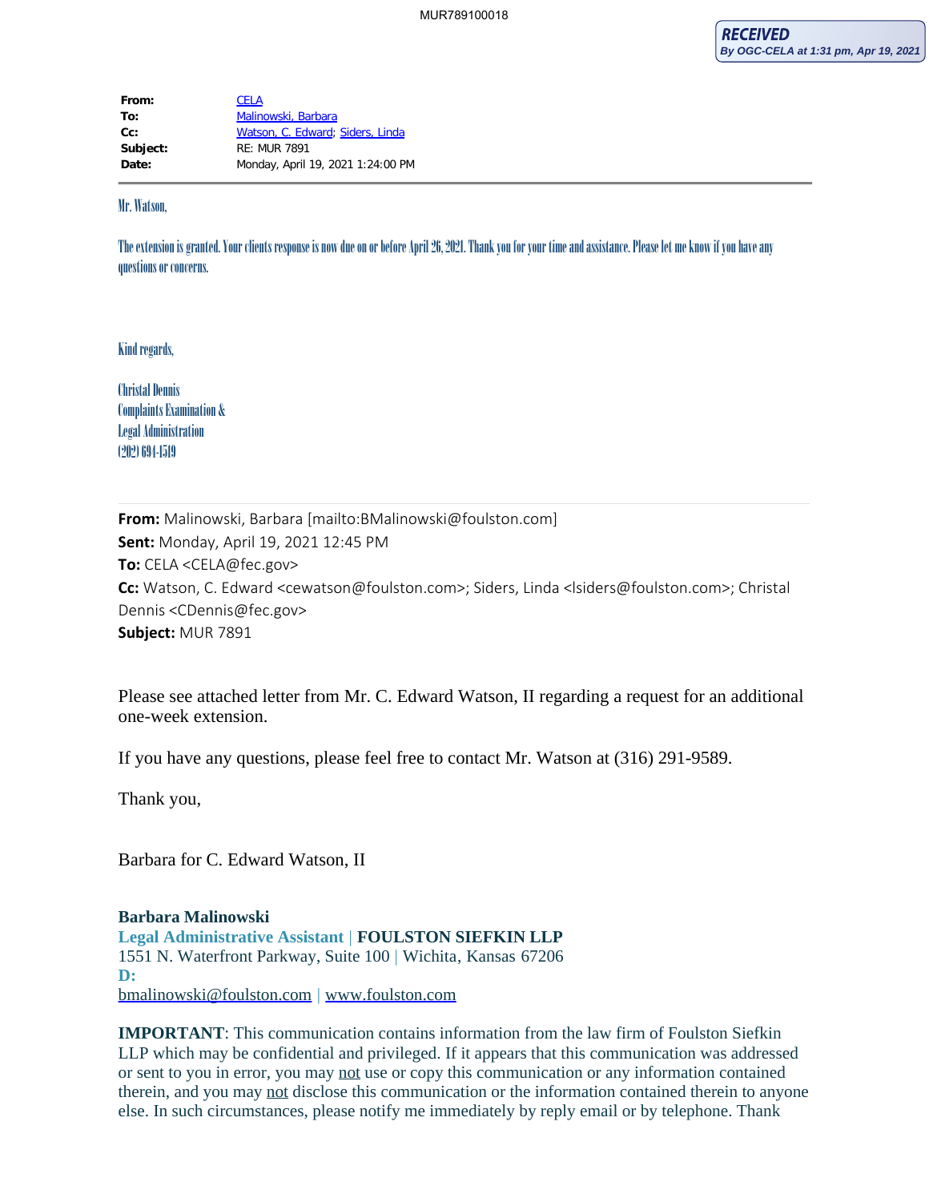**RECEIVED**
*By OGC-CELA at 1:31 pm, Apr 19, 2021*

| | |
|---|---|
| **From:** | CELA |
| **To:** | Malinowski, Barbara |
| **Cc:** | Watson, C. Edward; Siders, Linda |
| **Subject:** | RE: MUR 7891 |
| **Date:** | Monday, April 19, 2021 1:24:00 PM |

Mr. Watson,

The extension is granted. Your clients response is now due on or before April 26, 2021. Thank you for your time and assistance. Please let me know if you have any questions or concerns.

Kind regards,

Christal Dennis
Complaints Examination &
Legal Administration
(202) 694-1519

**From:** Malinowski, Barbara [mailto:BMalinowski@foulston.com]
**Sent:** Monday, April 19, 2021 12:45 PM
**To:** CELA <CELA@fec.gov>
**Cc:** Watson, C. Edward <cewatson@foulston.com>; Siders, Linda <lsiders@foulston.com>; Christal Dennis <CDennis@fec.gov>
**Subject:** MUR 7891

Please see attached letter from Mr. C. Edward Watson, II regarding a request for an additional one-week extension.

If you have any questions, please feel free to contact Mr. Watson at (316) 291-9589.

Thank you,

Barbara for C. Edward Watson, II

**Barbara Malinowski**
**Legal Administrative Assistant** | **FOULSTON SIEFKIN LLP**
1551 N. Waterfront Parkway, Suite 100 | Wichita, Kansas 67206
**D:**
bmalinowski@foulston.com | www.foulston.com

**IMPORTANT**: This communication contains information from the law firm of Foulston Siefkin LLP which may be confidential and privileged. If it appears that this communication was addressed or sent to you in error, you may not use or copy this communication or any information contained therein, and you may not disclose this communication or the information contained therein to anyone else. In such circumstances, please notify me immediately by reply email or by telephone. Thank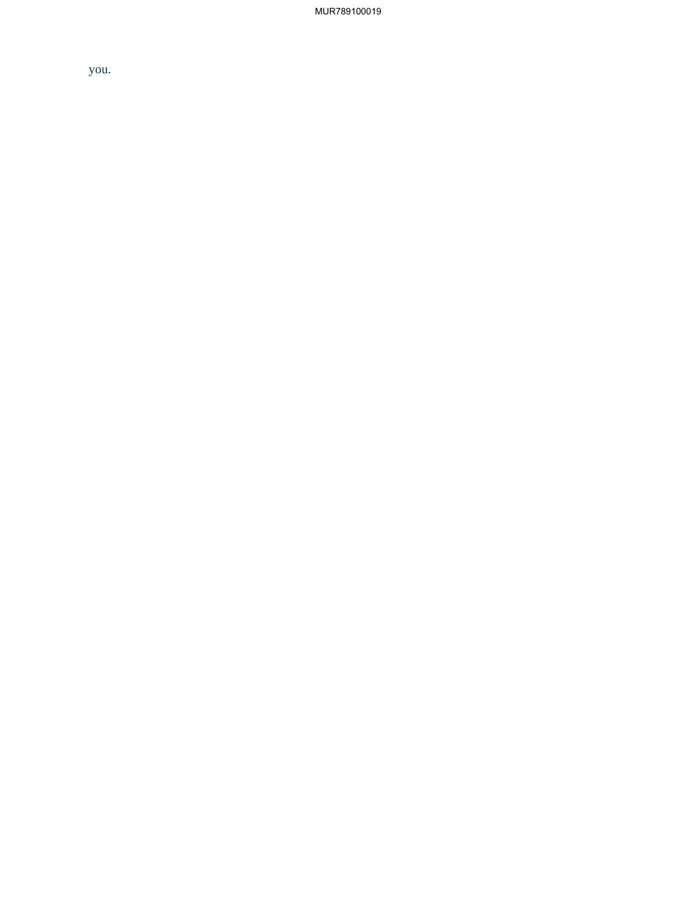you.